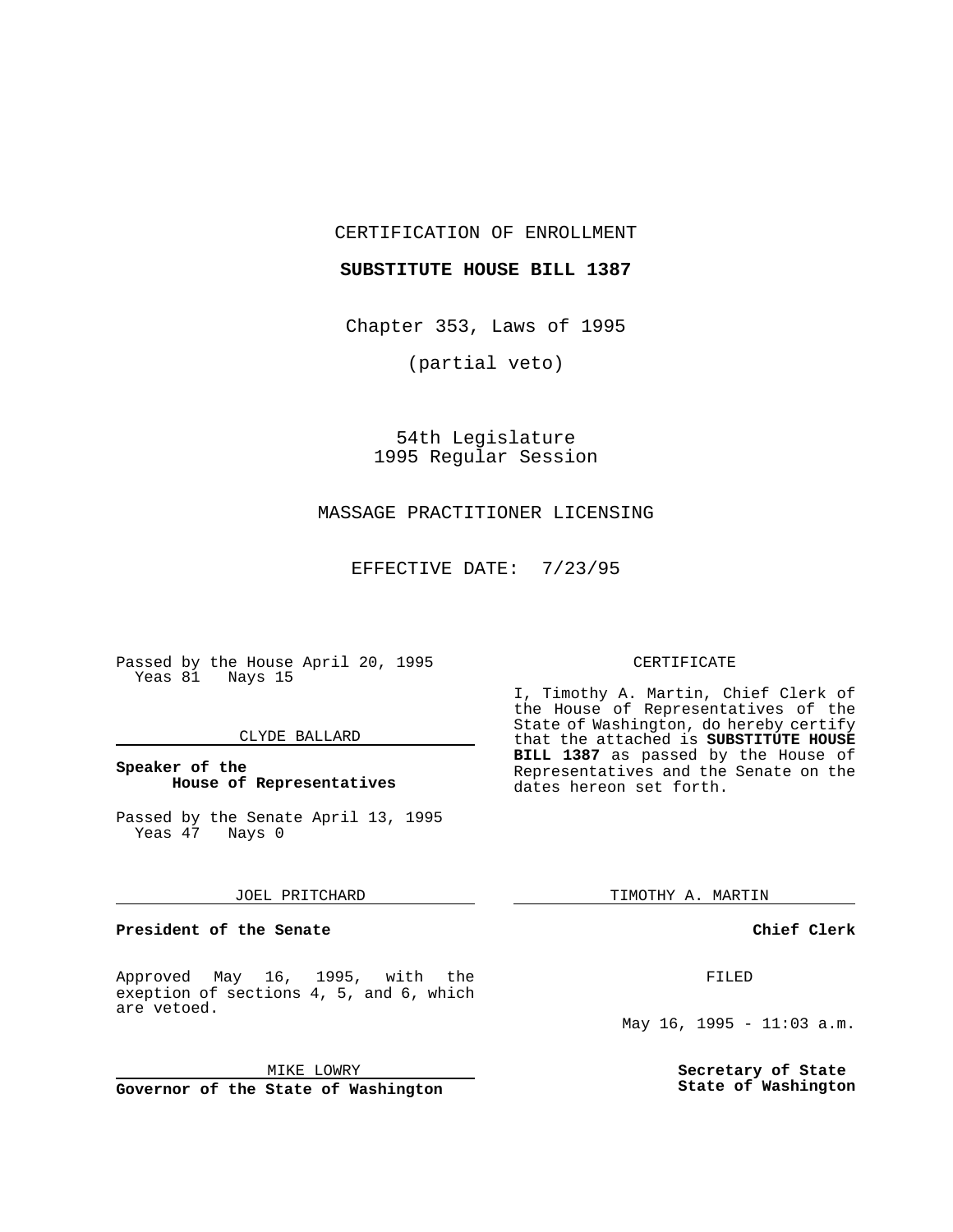CERTIFICATION OF ENROLLMENT

**SUBSTITUTE HOUSE BILL 1387**

Chapter 353, Laws of 1995

(partial veto)

54th Legislature
1995 Regular Session

MASSAGE PRACTITIONER LICENSING

EFFECTIVE DATE: 7/23/95

Passed by the House April 20, 1995
Yeas 81 Nays 15

CLYDE BALLARD

**Speaker of the House of Representatives**

Passed by the Senate April 13, 1995
Yeas 47 Nays 0

JOEL PRITCHARD

**President of the Senate**

Approved May 16, 1995, with the exeption of sections 4, 5, and 6, which are vetoed.

MIKE LOWRY

**Governor of the State of Washington**

CERTIFICATE

I, Timothy A. Martin, Chief Clerk of the House of Representatives of the State of Washington, do hereby certify that the attached is **SUBSTITUTE HOUSE BILL 1387** as passed by the House of Representatives and the Senate on the dates hereon set forth.

TIMOTHY A. MARTIN

**Chief Clerk**

FILED

May 16, 1995 - 11:03 a.m.

**Secretary of State**
**State of Washington**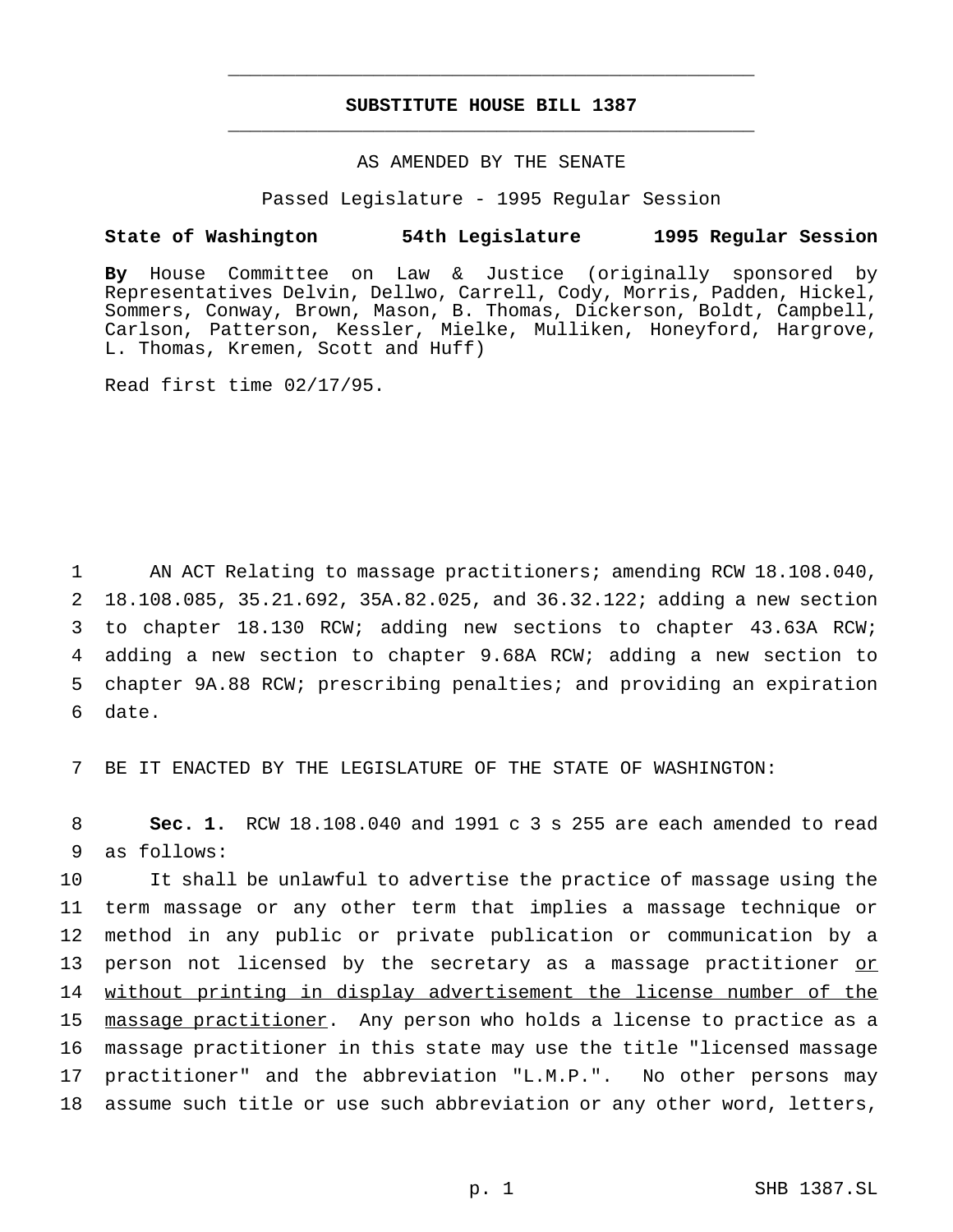# SUBSTITUTE HOUSE BILL 1387

AS AMENDED BY THE SENATE

Passed Legislature - 1995 Regular Session

**State of Washington 54th Legislature 1995 Regular Session**

**By** House Committee on Law & Justice (originally sponsored by Representatives Delvin, Dellwo, Carrell, Cody, Morris, Padden, Hickel, Sommers, Conway, Brown, Mason, B. Thomas, Dickerson, Boldt, Campbell, Carlson, Patterson, Kessler, Mielke, Mulliken, Honeyford, Hargrove, L. Thomas, Kremen, Scott and Huff)

Read first time 02/17/95.

1 AN ACT Relating to massage practitioners; amending RCW 18.108.040,
2 18.108.085, 35.21.692, 35A.82.025, and 36.32.122; adding a new section
3 to chapter 18.130 RCW; adding new sections to chapter 43.63A RCW;
4 adding a new section to chapter 9.68A RCW; adding a new section to
5 chapter 9A.88 RCW; prescribing penalties; and providing an expiration
6 date.

7 BE IT ENACTED BY THE LEGISLATURE OF THE STATE OF WASHINGTON:

8 **Sec. 1.** RCW 18.108.040 and 1991 c 3 s 255 are each amended to read
9 as follows:

10 It shall be unlawful to advertise the practice of massage using the
11 term massage or any other term that implies a massage technique or
12 method in any public or private publication or communication by a
13 person not licensed by the secretary as a massage practitioner <u>or</u>
14 <u>without printing in display advertisement the license number of the</u>
15 <u>massage practitioner</u>. Any person who holds a license to practice as a
16 massage practitioner in this state may use the title "licensed massage
17 practitioner" and the abbreviation "L.M.P.". No other persons may
18 assume such title or use such abbreviation or any other word, letters,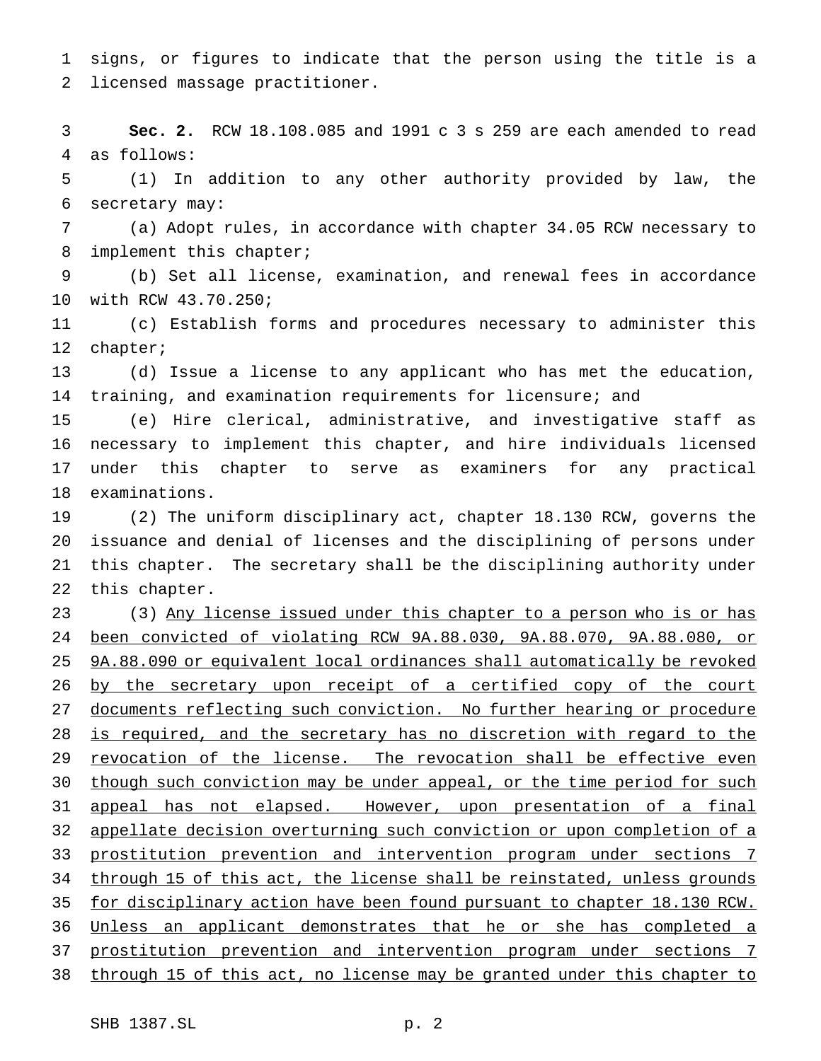signs, or figures to indicate that the person using the title is a licensed massage practitioner.

**Sec. 2.** RCW 18.108.085 and 1991 c 3 s 259 are each amended to read as follows:

(1) In addition to any other authority provided by law, the secretary may:

(a) Adopt rules, in accordance with chapter 34.05 RCW necessary to implement this chapter;

(b) Set all license, examination, and renewal fees in accordance with RCW 43.70.250;

(c) Establish forms and procedures necessary to administer this chapter;

(d) Issue a license to any applicant who has met the education, training, and examination requirements for licensure; and

(e) Hire clerical, administrative, and investigative staff as necessary to implement this chapter, and hire individuals licensed under this chapter to serve as examiners for any practical examinations.

(2) The uniform disciplinary act, chapter 18.130 RCW, governs the issuance and denial of licenses and the disciplining of persons under this chapter. The secretary shall be the disciplining authority under this chapter.

(3) <u>Any license issued under this chapter to a person who is or has been convicted of violating RCW 9A.88.030, 9A.88.070, 9A.88.080, or 9A.88.090 or equivalent local ordinances shall automatically be revoked by the secretary upon receipt of a certified copy of the court documents reflecting such conviction. No further hearing or procedure is required, and the secretary has no discretion with regard to the revocation of the license. The revocation shall be effective even though such conviction may be under appeal, or the time period for such appeal has not elapsed. However, upon presentation of a final appellate decision overturning such conviction or upon completion of a prostitution prevention and intervention program under sections 7 through 15 of this act, the license shall be reinstated, unless grounds for disciplinary action have been found pursuant to chapter 18.130 RCW. Unless an applicant demonstrates that he or she has completed a prostitution prevention and intervention program under sections 7 through 15 of this act, no license may be granted under this chapter to</u>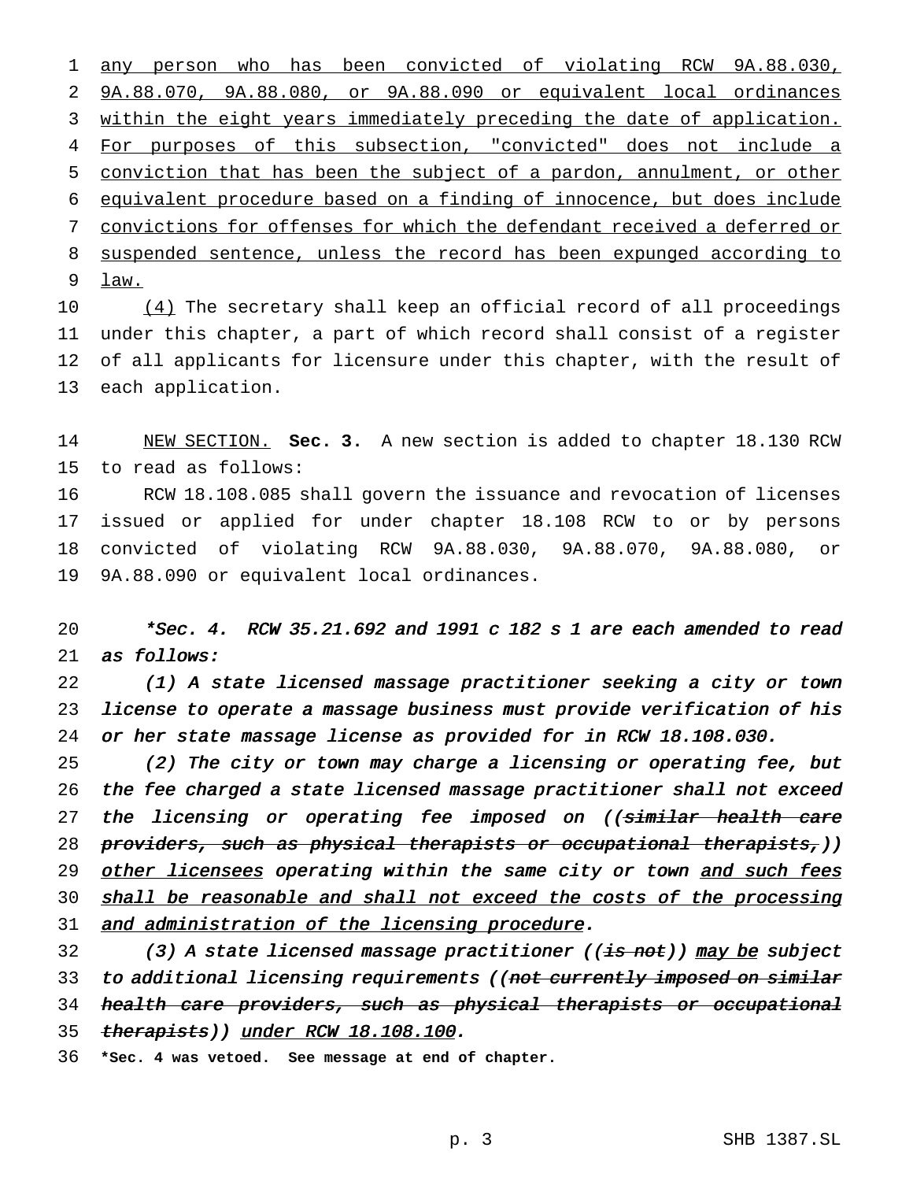any person who has been convicted of violating RCW 9A.88.030, 9A.88.070, 9A.88.080, or 9A.88.090 or equivalent local ordinances within the eight years immediately preceding the date of application. For purposes of this subsection, "convicted" does not include a conviction that has been the subject of a pardon, annulment, or other equivalent procedure based on a finding of innocence, but does include convictions for offenses for which the defendant received a deferred or suspended sentence, unless the record has been expunged according to law.

(4) The secretary shall keep an official record of all proceedings under this chapter, a part of which record shall consist of a register of all applicants for licensure under this chapter, with the result of each application.

NEW SECTION. **Sec. 3.** A new section is added to chapter 18.130 RCW to read as follows:

RCW 18.108.085 shall govern the issuance and revocation of licenses issued or applied for under chapter 18.108 RCW to or by persons convicted of violating RCW 9A.88.030, 9A.88.070, 9A.88.080, or 9A.88.090 or equivalent local ordinances.

*\*Sec. 4. RCW 35.21.692 and 1991 c 182 s 1 are each amended to read as follows:*

*(1) A state licensed massage practitioner seeking a city or town license to operate a massage business must provide verification of his or her state massage license as provided for in RCW 18.108.030.*

*(2) The city or town may charge a licensing or operating fee, but the fee charged a state licensed massage practitioner shall not exceed the licensing or operating fee imposed on ((~~similar health care providers, such as physical therapists or occupational therapists,~~)) other licensees operating within the same city or town and such fees shall be reasonable and shall not exceed the costs of the processing and administration of the licensing procedure.*

*(3) A state licensed massage practitioner ((~~is not~~)) may be subject to additional licensing requirements ((~~not currently imposed on similar health care providers, such as physical therapists or occupational therapists~~)) under RCW 18.108.100.*

**\*Sec. 4 was vetoed. See message at end of chapter.**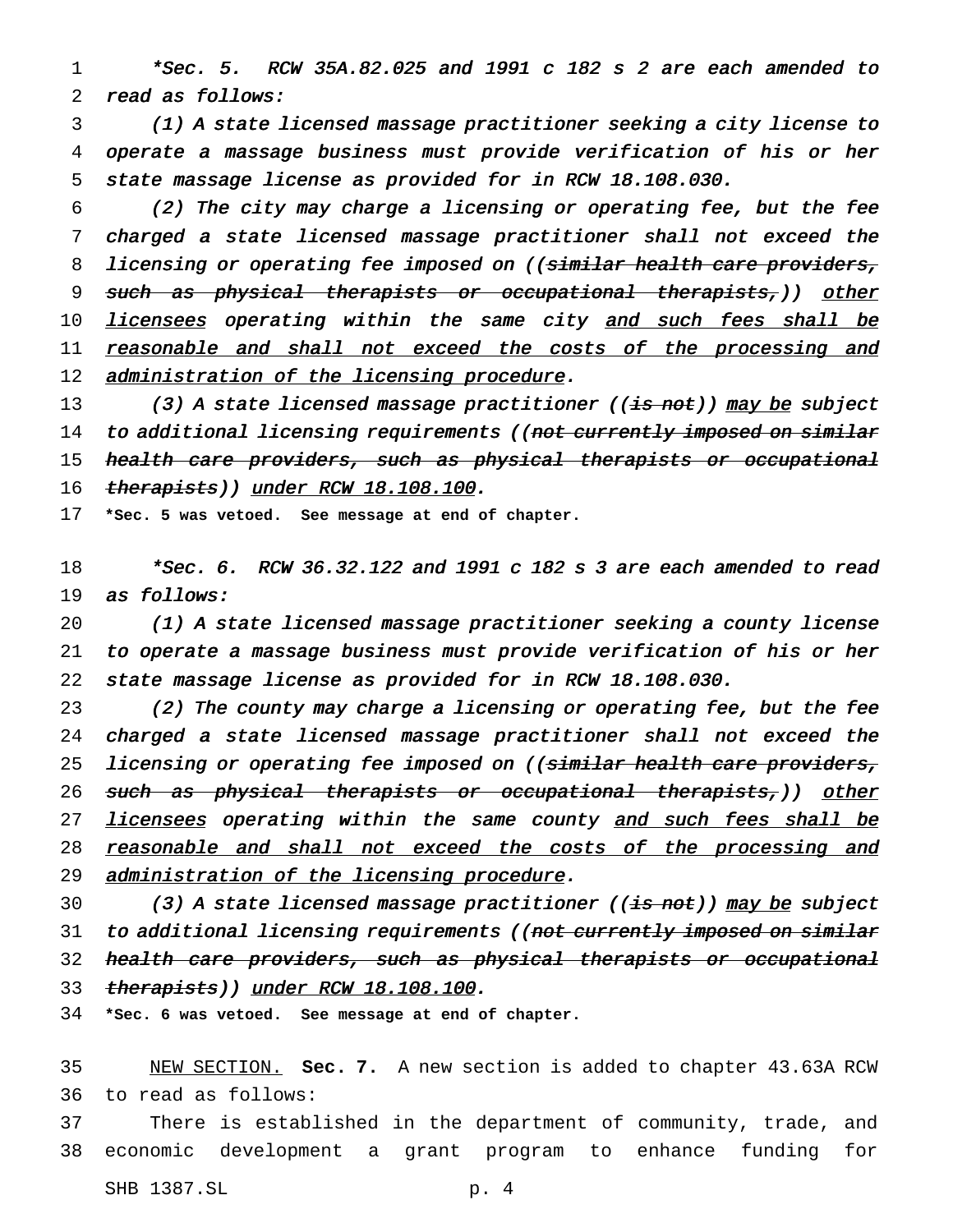*\*Sec. 5. RCW 35A.82.025 and 1991 c 182 s 2 are each amended to read as follows:*

*(1) A state licensed massage practitioner seeking a city license to operate a massage business must provide verification of his or her state massage license as provided for in RCW 18.108.030.*

*(2) The city may charge a licensing or operating fee, but the fee charged a state licensed massage practitioner shall not exceed the licensing or operating fee imposed on ((~~similar health care providers, such as physical therapists or occupational therapists,~~)) <u>other licensees</u> operating within the same city <u>and such fees shall be reasonable and shall not exceed the costs of the processing and administration of the licensing procedure</u>.*

*(3) A state licensed massage practitioner ((~~is not~~)) <u>may be</u> subject to additional licensing requirements ((~~not currently imposed on similar health care providers, such as physical therapists or occupational therapists~~)) <u>under RCW 18.108.100</u>.*

**\*Sec. 5 was vetoed. See message at end of chapter.**

*\*Sec. 6. RCW 36.32.122 and 1991 c 182 s 3 are each amended to read as follows:*

*(1) A state licensed massage practitioner seeking a county license to operate a massage business must provide verification of his or her state massage license as provided for in RCW 18.108.030.*

*(2) The county may charge a licensing or operating fee, but the fee charged a state licensed massage practitioner shall not exceed the licensing or operating fee imposed on ((~~similar health care providers, such as physical therapists or occupational therapists,~~)) <u>other licensees</u> operating within the same county <u>and such fees shall be reasonable and shall not exceed the costs of the processing and administration of the licensing procedure</u>.*

*(3) A state licensed massage practitioner ((~~is not~~)) <u>may be</u> subject to additional licensing requirements ((~~not currently imposed on similar health care providers, such as physical therapists or occupational therapists~~)) <u>under RCW 18.108.100</u>.*

**\*Sec. 6 was vetoed. See message at end of chapter.**

<u>NEW SECTION.</u> **Sec. 7.** A new section is added to chapter 43.63A RCW to read as follows:

There is established in the department of community, trade, and economic development a grant program to enhance funding for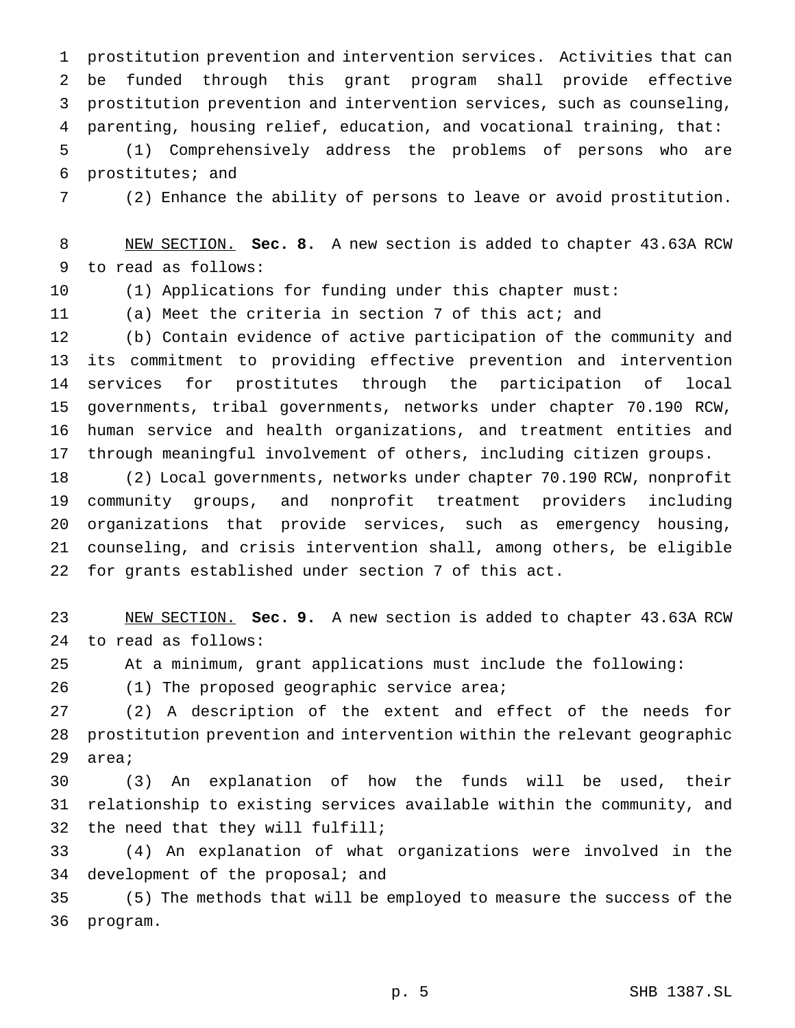prostitution prevention and intervention services. Activities that can be funded through this grant program shall provide effective prostitution prevention and intervention services, such as counseling, parenting, housing relief, education, and vocational training, that:

(1) Comprehensively address the problems of persons who are prostitutes; and

(2) Enhance the ability of persons to leave or avoid prostitution.

NEW SECTION. **Sec. 8.** A new section is added to chapter 43.63A RCW to read as follows:

(1) Applications for funding under this chapter must:

(a) Meet the criteria in section 7 of this act; and

(b) Contain evidence of active participation of the community and its commitment to providing effective prevention and intervention services for prostitutes through the participation of local governments, tribal governments, networks under chapter 70.190 RCW, human service and health organizations, and treatment entities and through meaningful involvement of others, including citizen groups.

(2) Local governments, networks under chapter 70.190 RCW, nonprofit community groups, and nonprofit treatment providers including organizations that provide services, such as emergency housing, counseling, and crisis intervention shall, among others, be eligible for grants established under section 7 of this act.

NEW SECTION. **Sec. 9.** A new section is added to chapter 43.63A RCW to read as follows:

At a minimum, grant applications must include the following:

(1) The proposed geographic service area;

(2) A description of the extent and effect of the needs for prostitution prevention and intervention within the relevant geographic area;

(3) An explanation of how the funds will be used, their relationship to existing services available within the community, and the need that they will fulfill;

(4) An explanation of what organizations were involved in the development of the proposal; and

(5) The methods that will be employed to measure the success of the program.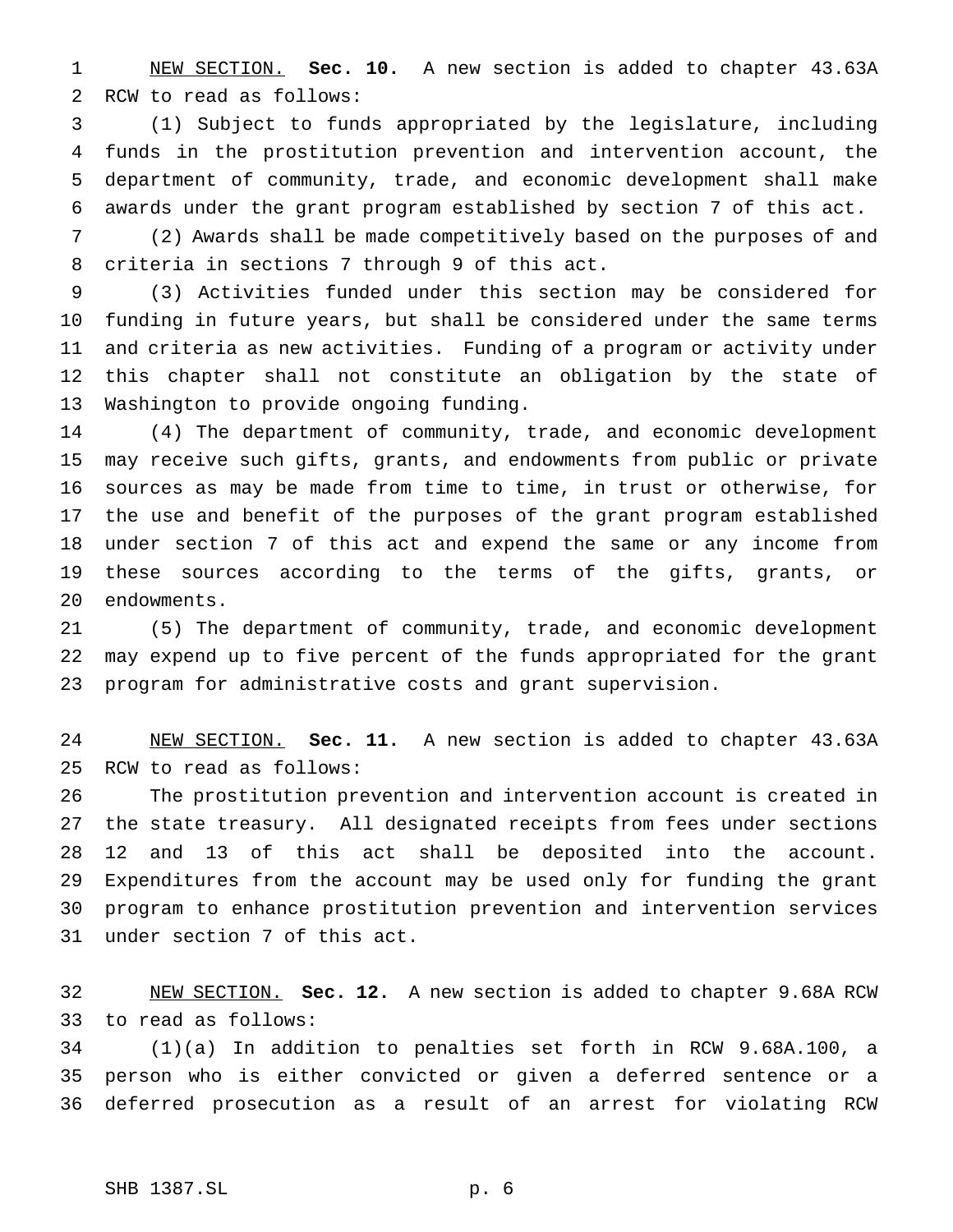NEW SECTION. **Sec. 10.** A new section is added to chapter 43.63A RCW to read as follows:

(1) Subject to funds appropriated by the legislature, including funds in the prostitution prevention and intervention account, the department of community, trade, and economic development shall make awards under the grant program established by section 7 of this act.

(2) Awards shall be made competitively based on the purposes of and criteria in sections 7 through 9 of this act.

(3) Activities funded under this section may be considered for funding in future years, but shall be considered under the same terms and criteria as new activities. Funding of a program or activity under this chapter shall not constitute an obligation by the state of Washington to provide ongoing funding.

(4) The department of community, trade, and economic development may receive such gifts, grants, and endowments from public or private sources as may be made from time to time, in trust or otherwise, for the use and benefit of the purposes of the grant program established under section 7 of this act and expend the same or any income from these sources according to the terms of the gifts, grants, or endowments.

(5) The department of community, trade, and economic development may expend up to five percent of the funds appropriated for the grant program for administrative costs and grant supervision.

NEW SECTION. **Sec. 11.** A new section is added to chapter 43.63A RCW to read as follows:

The prostitution prevention and intervention account is created in the state treasury. All designated receipts from fees under sections 12 and 13 of this act shall be deposited into the account. Expenditures from the account may be used only for funding the grant program to enhance prostitution prevention and intervention services under section 7 of this act.

NEW SECTION. **Sec. 12.** A new section is added to chapter 9.68A RCW to read as follows:

(1)(a) In addition to penalties set forth in RCW 9.68A.100, a person who is either convicted or given a deferred sentence or a deferred prosecution as a result of an arrest for violating RCW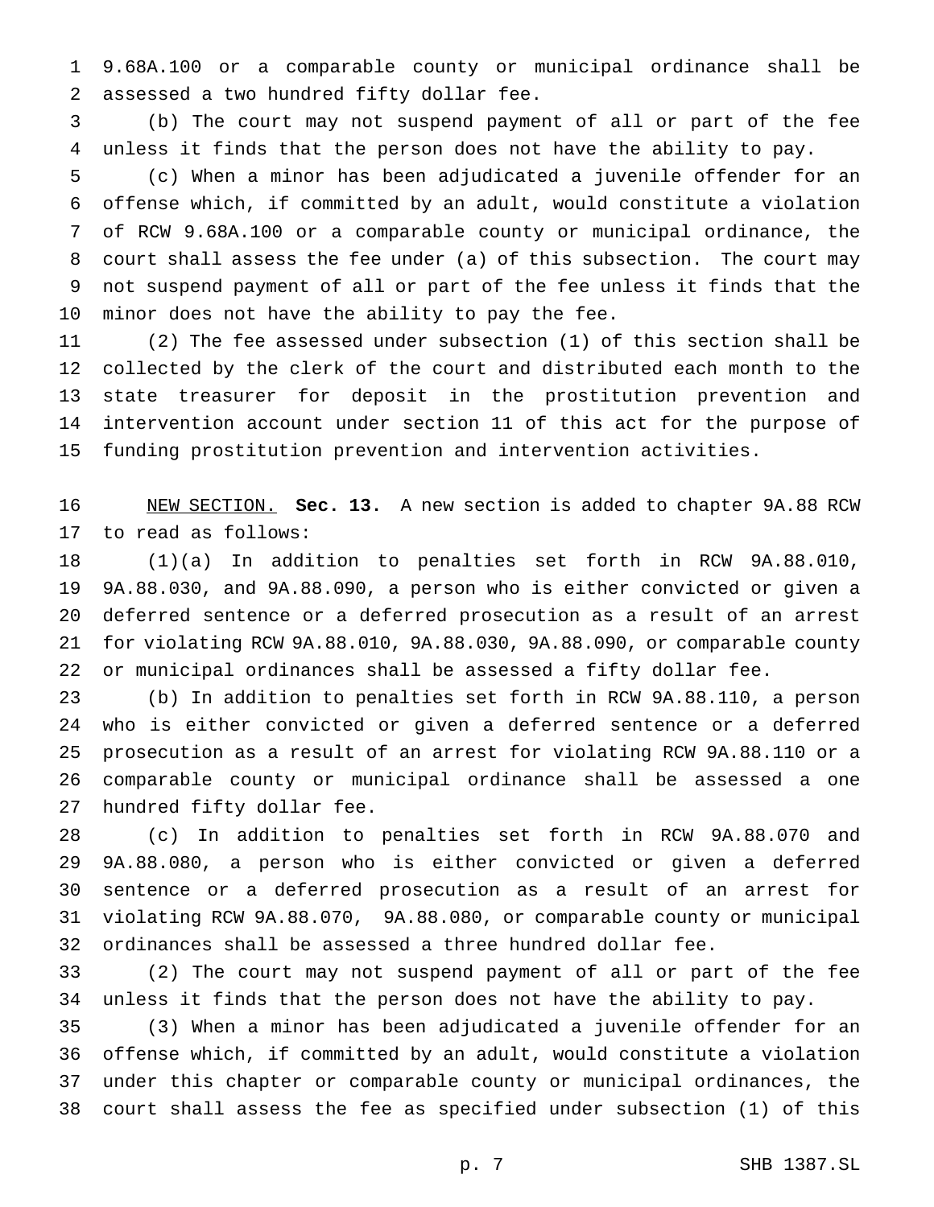9.68A.100 or a comparable county or municipal ordinance shall be assessed a two hundred fifty dollar fee.

(b) The court may not suspend payment of all or part of the fee unless it finds that the person does not have the ability to pay.

(c) When a minor has been adjudicated a juvenile offender for an offense which, if committed by an adult, would constitute a violation of RCW 9.68A.100 or a comparable county or municipal ordinance, the court shall assess the fee under (a) of this subsection. The court may not suspend payment of all or part of the fee unless it finds that the minor does not have the ability to pay the fee.

(2) The fee assessed under subsection (1) of this section shall be collected by the clerk of the court and distributed each month to the state treasurer for deposit in the prostitution prevention and intervention account under section 11 of this act for the purpose of funding prostitution prevention and intervention activities.

NEW SECTION. **Sec. 13.** A new section is added to chapter 9A.88 RCW to read as follows:

(1)(a) In addition to penalties set forth in RCW 9A.88.010, 9A.88.030, and 9A.88.090, a person who is either convicted or given a deferred sentence or a deferred prosecution as a result of an arrest for violating RCW 9A.88.010, 9A.88.030, 9A.88.090, or comparable county or municipal ordinances shall be assessed a fifty dollar fee.

(b) In addition to penalties set forth in RCW 9A.88.110, a person who is either convicted or given a deferred sentence or a deferred prosecution as a result of an arrest for violating RCW 9A.88.110 or a comparable county or municipal ordinance shall be assessed a one hundred fifty dollar fee.

(c) In addition to penalties set forth in RCW 9A.88.070 and 9A.88.080, a person who is either convicted or given a deferred sentence or a deferred prosecution as a result of an arrest for violating RCW 9A.88.070, 9A.88.080, or comparable county or municipal ordinances shall be assessed a three hundred dollar fee.

(2) The court may not suspend payment of all or part of the fee unless it finds that the person does not have the ability to pay.

(3) When a minor has been adjudicated a juvenile offender for an offense which, if committed by an adult, would constitute a violation under this chapter or comparable county or municipal ordinances, the court shall assess the fee as specified under subsection (1) of this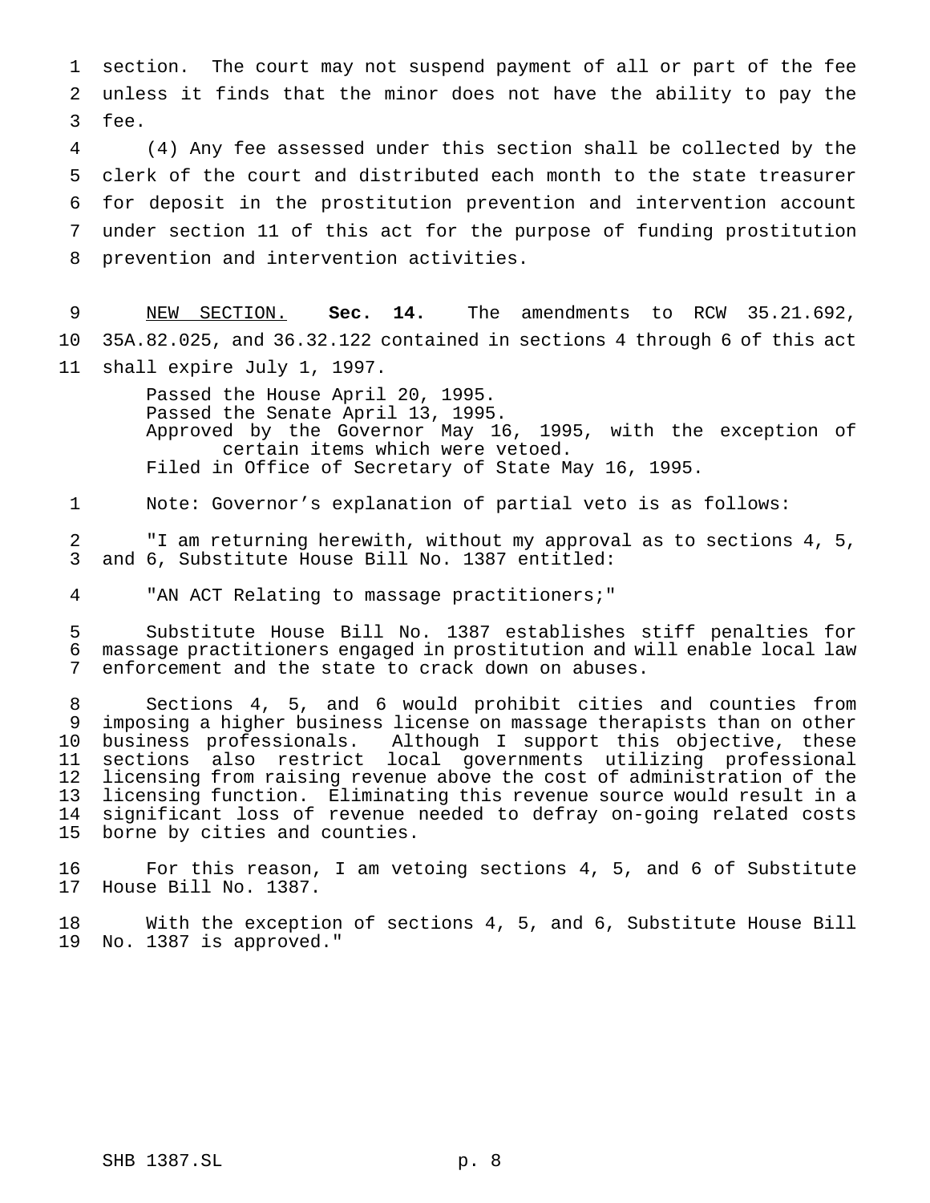section. The court may not suspend payment of all or part of the fee unless it finds that the minor does not have the ability to pay the fee.

(4) Any fee assessed under this section shall be collected by the clerk of the court and distributed each month to the state treasurer for deposit in the prostitution prevention and intervention account under section 11 of this act for the purpose of funding prostitution prevention and intervention activities.

NEW SECTION. **Sec. 14.** The amendments to RCW 35.21.692, 35A.82.025, and 36.32.122 contained in sections 4 through 6 of this act shall expire July 1, 1997.

Passed the House April 20, 1995.
Passed the Senate April 13, 1995.
Approved by the Governor May 16, 1995, with the exception of certain items which were vetoed.
Filed in Office of Secretary of State May 16, 1995.

Note: Governor's explanation of partial veto is as follows:

"I am returning herewith, without my approval as to sections 4, 5, and 6, Substitute House Bill No. 1387 entitled:

"AN ACT Relating to massage practitioners;"

Substitute House Bill No. 1387 establishes stiff penalties for massage practitioners engaged in prostitution and will enable local law enforcement and the state to crack down on abuses.

Sections 4, 5, and 6 would prohibit cities and counties from imposing a higher business license on massage therapists than on other business professionals. Although I support this objective, these sections also restrict local governments utilizing professional licensing from raising revenue above the cost of administration of the licensing function. Eliminating this revenue source would result in a significant loss of revenue needed to defray on-going related costs borne by cities and counties.

For this reason, I am vetoing sections 4, 5, and 6 of Substitute House Bill No. 1387.

With the exception of sections 4, 5, and 6, Substitute House Bill No. 1387 is approved."